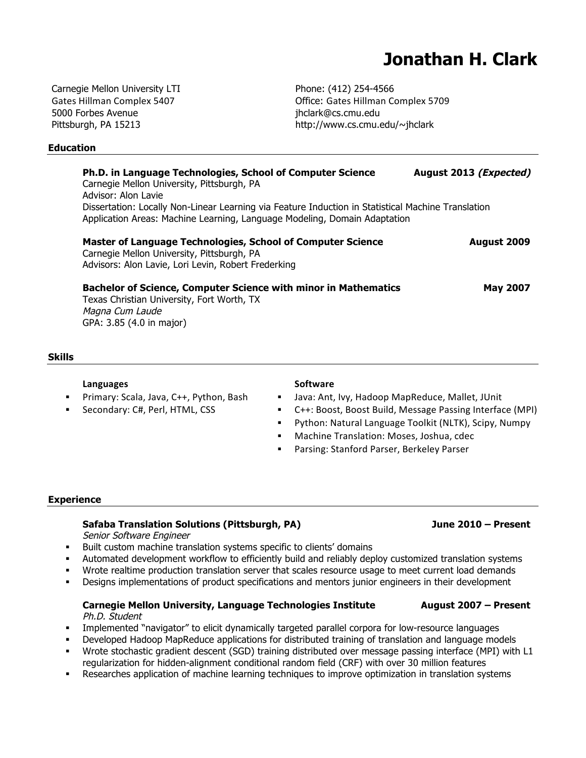# Jonathan H. Clark

Carnegie Mellon University LTI
Gates Hillman Complex 5407
5000 Forbes Avenue
Pittsburgh, PA 15213

Phone: (412) 254-4566
Office: Gates Hillman Complex 5709
jhclark@cs.cmu.edu
http://www.cs.cmu.edu/~jhclark

## Education

**Ph.D. in Language Technologies, School of Computer Science** — **August 2013 *(Expected)***
Carnegie Mellon University, Pittsburgh, PA
Advisor: Alon Lavie
Dissertation: Locally Non-Linear Learning via Feature Induction in Statistical Machine Translation
Application Areas: Machine Learning, Language Modeling, Domain Adaptation

**Master of Language Technologies, School of Computer Science** — **August 2009**
Carnegie Mellon University, Pittsburgh, PA
Advisors: Alon Lavie, Lori Levin, Robert Frederking

**Bachelor of Science, Computer Science with minor in Mathematics** — **May 2007**
Texas Christian University, Fort Worth, TX
*Magna Cum Laude*
GPA: 3.85 (4.0 in major)

## Skills

**Languages**

- Primary: Scala, Java, C++, Python, Bash
- Secondary: C#, Perl, HTML, CSS

**Software**

- Java: Ant, Ivy, Hadoop MapReduce, Mallet, JUnit
- C++: Boost, Boost Build, Message Passing Interface (MPI)
- Python: Natural Language Toolkit (NLTK), Scipy, Numpy
- Machine Translation: Moses, Joshua, cdec
- Parsing: Stanford Parser, Berkeley Parser

## Experience

**Safaba Translation Solutions (Pittsburgh, PA)** — **June 2010 – Present**
*Senior Software Engineer*

- Built custom machine translation systems specific to clients' domains
- Automated development workflow to efficiently build and reliably deploy customized translation systems
- Wrote realtime production translation server that scales resource usage to meet current load demands
- Designs implementations of product specifications and mentors junior engineers in their development

**Carnegie Mellon University, Language Technologies Institute** — **August 2007 – Present**
*Ph.D. Student*

- Implemented "navigator" to elicit dynamically targeted parallel corpora for low-resource languages
- Developed Hadoop MapReduce applications for distributed training of translation and language models
- Wrote stochastic gradient descent (SGD) training distributed over message passing interface (MPI) with L1 regularization for hidden-alignment conditional random field (CRF) with over 30 million features
- Researches application of machine learning techniques to improve optimization in translation systems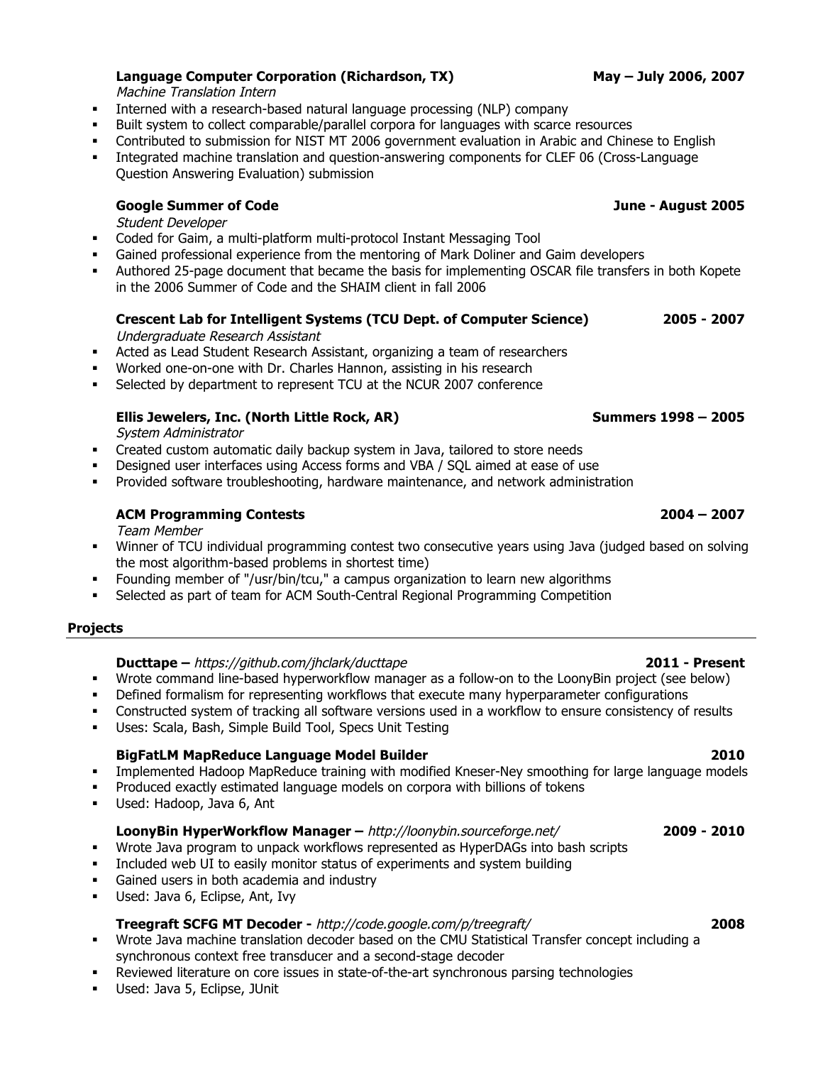**Language Computer Corporation (Richardson, TX)** **May – July 2006, 2007**
*Machine Translation Intern*

- Interned with a research-based natural language processing (NLP) company
- Built system to collect comparable/parallel corpora for languages with scarce resources
- Contributed to submission for NIST MT 2006 government evaluation in Arabic and Chinese to English
- Integrated machine translation and question-answering components for CLEF 06 (Cross-Language Question Answering Evaluation) submission

**Google Summer of Code** **June - August 2005**
*Student Developer*

- Coded for Gaim, a multi-platform multi-protocol Instant Messaging Tool
- Gained professional experience from the mentoring of Mark Doliner and Gaim developers
- Authored 25-page document that became the basis for implementing OSCAR file transfers in both Kopete in the 2006 Summer of Code and the SHAIM client in fall 2006

**Crescent Lab for Intelligent Systems (TCU Dept. of Computer Science)** **2005 - 2007**
*Undergraduate Research Assistant*

- Acted as Lead Student Research Assistant, organizing a team of researchers
- Worked one-on-one with Dr. Charles Hannon, assisting in his research
- Selected by department to represent TCU at the NCUR 2007 conference

**Ellis Jewelers, Inc. (North Little Rock, AR)** **Summers 1998 – 2005**
*System Administrator*

- Created custom automatic daily backup system in Java, tailored to store needs
- Designed user interfaces using Access forms and VBA / SQL aimed at ease of use
- Provided software troubleshooting, hardware maintenance, and network administration

**ACM Programming Contests** **2004 – 2007**
*Team Member*

- Winner of TCU individual programming contest two consecutive years using Java (judged based on solving the most algorithm-based problems in shortest time)
- Founding member of "/usr/bin/tcu," a campus organization to learn new algorithms
- Selected as part of team for ACM South-Central Regional Programming Competition

## Projects

**Ducttape –** *https://github.com/jhclark/ducttape* **2011 - Present**

- Wrote command line-based hyperworkflow manager as a follow-on to the LoonyBin project (see below)
- Defined formalism for representing workflows that execute many hyperparameter configurations
- Constructed system of tracking all software versions used in a workflow to ensure consistency of results
- Uses: Scala, Bash, Simple Build Tool, Specs Unit Testing

**BigFatLM MapReduce Language Model Builder** **2010**

- Implemented Hadoop MapReduce training with modified Kneser-Ney smoothing for large language models
- Produced exactly estimated language models on corpora with billions of tokens
- Used: Hadoop, Java 6, Ant

**LoonyBin HyperWorkflow Manager –** *http://loonybin.sourceforge.net/* **2009 - 2010**

- Wrote Java program to unpack workflows represented as HyperDAGs into bash scripts
- Included web UI to easily monitor status of experiments and system building
- Gained users in both academia and industry
- Used: Java 6, Eclipse, Ant, Ivy

**Treegraft SCFG MT Decoder -** *http://code.google.com/p/treegraft/* **2008**

- Wrote Java machine translation decoder based on the CMU Statistical Transfer concept including a synchronous context free transducer and a second-stage decoder
- Reviewed literature on core issues in state-of-the-art synchronous parsing technologies
- Used: Java 5, Eclipse, JUnit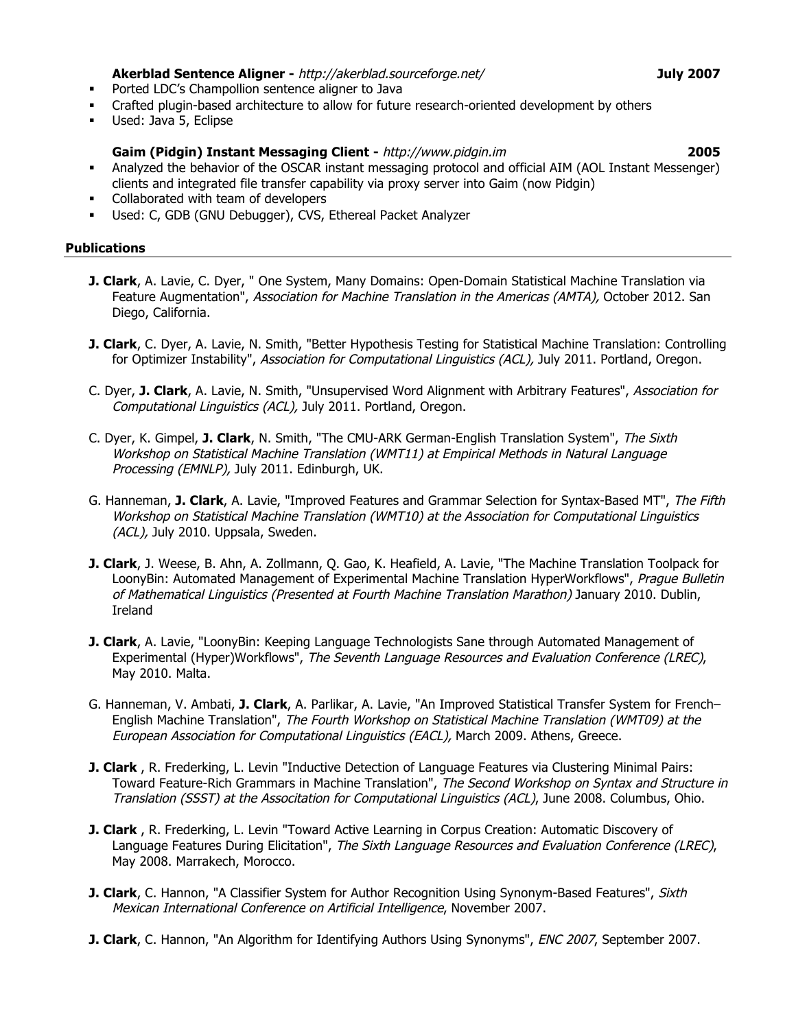**Akerblad Sentence Aligner -** *http://akerblad.sourceforge.net/* **July 2007**

- Ported LDC's Champollion sentence aligner to Java
- Crafted plugin-based architecture to allow for future research-oriented development by others
- Used: Java 5, Eclipse

**Gaim (Pidgin) Instant Messaging Client -** *http://www.pidgin.im* **2005**

- Analyzed the behavior of the OSCAR instant messaging protocol and official AIM (AOL Instant Messenger) clients and integrated file transfer capability via proxy server into Gaim (now Pidgin)
- Collaborated with team of developers
- Used: C, GDB (GNU Debugger), CVS, Ethereal Packet Analyzer

## Publications

**J. Clark**, A. Lavie, C. Dyer, " One System, Many Domains: Open-Domain Statistical Machine Translation via Feature Augmentation", *Association for Machine Translation in the Americas (AMTA),* October 2012. San Diego, California.

**J. Clark**, C. Dyer, A. Lavie, N. Smith, "Better Hypothesis Testing for Statistical Machine Translation: Controlling for Optimizer Instability", *Association for Computational Linguistics (ACL),* July 2011. Portland, Oregon.

C. Dyer, **J. Clark**, A. Lavie, N. Smith, "Unsupervised Word Alignment with Arbitrary Features", *Association for Computational Linguistics (ACL),* July 2011. Portland, Oregon.

C. Dyer, K. Gimpel, **J. Clark**, N. Smith, "The CMU-ARK German-English Translation System", *The Sixth Workshop on Statistical Machine Translation (WMT11) at Empirical Methods in Natural Language Processing (EMNLP),* July 2011. Edinburgh, UK.

G. Hanneman, **J. Clark**, A. Lavie, "Improved Features and Grammar Selection for Syntax-Based MT", *The Fifth Workshop on Statistical Machine Translation (WMT10) at the Association for Computational Linguistics (ACL),* July 2010. Uppsala, Sweden.

**J. Clark**, J. Weese, B. Ahn, A. Zollmann, Q. Gao, K. Heafield, A. Lavie, "The Machine Translation Toolpack for LoonyBin: Automated Management of Experimental Machine Translation HyperWorkflows", *Prague Bulletin of Mathematical Linguistics (Presented at Fourth Machine Translation Marathon)* January 2010. Dublin, Ireland

**J. Clark**, A. Lavie, "LoonyBin: Keeping Language Technologists Sane through Automated Management of Experimental (Hyper)Workflows", *The Seventh Language Resources and Evaluation Conference (LREC)*, May 2010. Malta.

G. Hanneman, V. Ambati, **J. Clark**, A. Parlikar, A. Lavie, "An Improved Statistical Transfer System for French–English Machine Translation", *The Fourth Workshop on Statistical Machine Translation (WMT09) at the European Association for Computational Linguistics (EACL),* March 2009. Athens, Greece.

**J. Clark** , R. Frederking, L. Levin "Inductive Detection of Language Features via Clustering Minimal Pairs: Toward Feature-Rich Grammars in Machine Translation", *The Second Workshop on Syntax and Structure in Translation (SSST) at the Assocation for Computational Linguistics (ACL)*, June 2008. Columbus, Ohio.

**J. Clark** , R. Frederking, L. Levin "Toward Active Learning in Corpus Creation: Automatic Discovery of Language Features During Elicitation", *The Sixth Language Resources and Evaluation Conference (LREC)*, May 2008. Marrakech, Morocco.

**J. Clark**, C. Hannon, "A Classifier System for Author Recognition Using Synonym-Based Features", *Sixth Mexican International Conference on Artificial Intelligence*, November 2007.

**J. Clark**, C. Hannon, "An Algorithm for Identifying Authors Using Synonyms", *ENC 2007*, September 2007.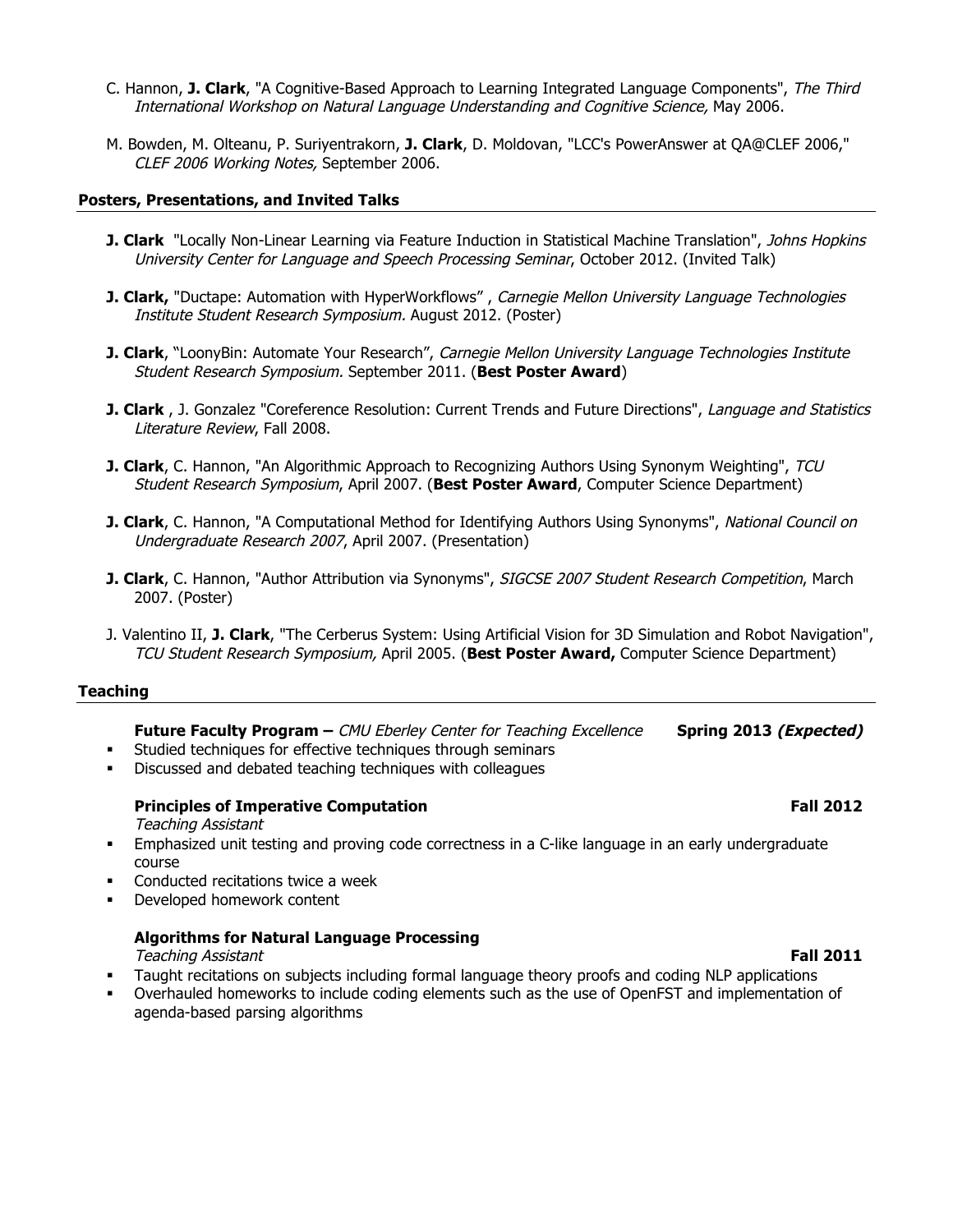C. Hannon, **J. Clark**, "A Cognitive-Based Approach to Learning Integrated Language Components", *The Third International Workshop on Natural Language Understanding and Cognitive Science,* May 2006.

M. Bowden, M. Olteanu, P. Suriyentrakorn, **J. Clark**, D. Moldovan, "LCC's PowerAnswer at QA@CLEF 2006," *CLEF 2006 Working Notes,* September 2006.

## Posters, Presentations, and Invited Talks

**J. Clark** "Locally Non-Linear Learning via Feature Induction in Statistical Machine Translation", *Johns Hopkins University Center for Language and Speech Processing Seminar*, October 2012. (Invited Talk)

**J. Clark,** "Ductape: Automation with HyperWorkflows" , *Carnegie Mellon University Language Technologies Institute Student Research Symposium.* August 2012. (Poster)

**J. Clark**, "LoonyBin: Automate Your Research", *Carnegie Mellon University Language Technologies Institute Student Research Symposium.* September 2011. (**Best Poster Award**)

**J. Clark** , J. Gonzalez "Coreference Resolution: Current Trends and Future Directions", *Language and Statistics Literature Review*, Fall 2008.

**J. Clark**, C. Hannon, "An Algorithmic Approach to Recognizing Authors Using Synonym Weighting", *TCU Student Research Symposium*, April 2007. (**Best Poster Award**, Computer Science Department)

**J. Clark**, C. Hannon, "A Computational Method for Identifying Authors Using Synonyms", *National Council on Undergraduate Research 2007*, April 2007. (Presentation)

**J. Clark**, C. Hannon, "Author Attribution via Synonyms", *SIGCSE 2007 Student Research Competition*, March 2007. (Poster)

J. Valentino II, **J. Clark**, "The Cerberus System: Using Artificial Vision for 3D Simulation and Robot Navigation", *TCU Student Research Symposium,* April 2005. (**Best Poster Award,** Computer Science Department)

## Teaching

**Future Faculty Program –** *CMU Eberley Center for Teaching Excellence* **Spring 2013 *(Expected)***

- Studied techniques for effective techniques through seminars
- Discussed and debated teaching techniques with colleagues

**Principles of Imperative Computation** **Fall 2012**
*Teaching Assistant*

- Emphasized unit testing and proving code correctness in a C-like language in an early undergraduate course
- Conducted recitations twice a week
- Developed homework content

**Algorithms for Natural Language Processing**
*Teaching Assistant* **Fall 2011**

- Taught recitations on subjects including formal language theory proofs and coding NLP applications
- Overhauled homeworks to include coding elements such as the use of OpenFST and implementation of agenda-based parsing algorithms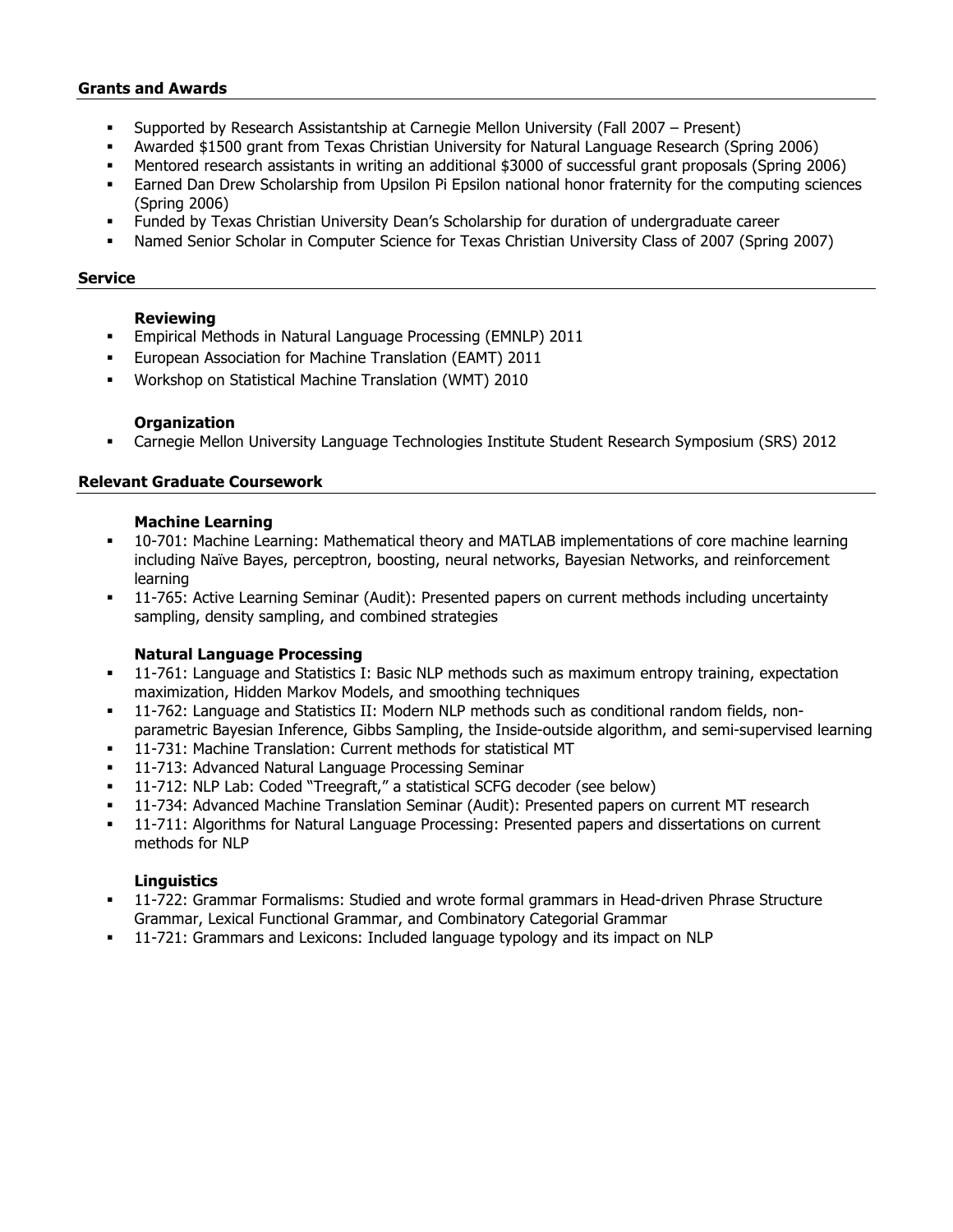## Grants and Awards

- Supported by Research Assistantship at Carnegie Mellon University (Fall 2007 – Present)
- Awarded $1500 grant from Texas Christian University for Natural Language Research (Spring 2006)
- Mentored research assistants in writing an additional $3000 of successful grant proposals (Spring 2006)
- Earned Dan Drew Scholarship from Upsilon Pi Epsilon national honor fraternity for the computing sciences (Spring 2006)
- Funded by Texas Christian University Dean's Scholarship for duration of undergraduate career
- Named Senior Scholar in Computer Science for Texas Christian University Class of 2007 (Spring 2007)

## Service

### Reviewing

- Empirical Methods in Natural Language Processing (EMNLP) 2011
- European Association for Machine Translation (EAMT) 2011
- Workshop on Statistical Machine Translation (WMT) 2010

### Organization

- Carnegie Mellon University Language Technologies Institute Student Research Symposium (SRS) 2012

## Relevant Graduate Coursework

### Machine Learning

- 10-701: Machine Learning: Mathematical theory and MATLAB implementations of core machine learning including Naïve Bayes, perceptron, boosting, neural networks, Bayesian Networks, and reinforcement learning
- 11-765: Active Learning Seminar (Audit): Presented papers on current methods including uncertainty sampling, density sampling, and combined strategies

### Natural Language Processing

- 11-761: Language and Statistics I: Basic NLP methods such as maximum entropy training, expectation maximization, Hidden Markov Models, and smoothing techniques
- 11-762: Language and Statistics II: Modern NLP methods such as conditional random fields, non-parametric Bayesian Inference, Gibbs Sampling, the Inside-outside algorithm, and semi-supervised learning
- 11-731: Machine Translation: Current methods for statistical MT
- 11-713: Advanced Natural Language Processing Seminar
- 11-712: NLP Lab: Coded "Treegraft," a statistical SCFG decoder (see below)
- 11-734: Advanced Machine Translation Seminar (Audit): Presented papers on current MT research
- 11-711: Algorithms for Natural Language Processing: Presented papers and dissertations on current methods for NLP

### Linguistics

- 11-722: Grammar Formalisms: Studied and wrote formal grammars in Head-driven Phrase Structure Grammar, Lexical Functional Grammar, and Combinatory Categorial Grammar
- 11-721: Grammars and Lexicons: Included language typology and its impact on NLP